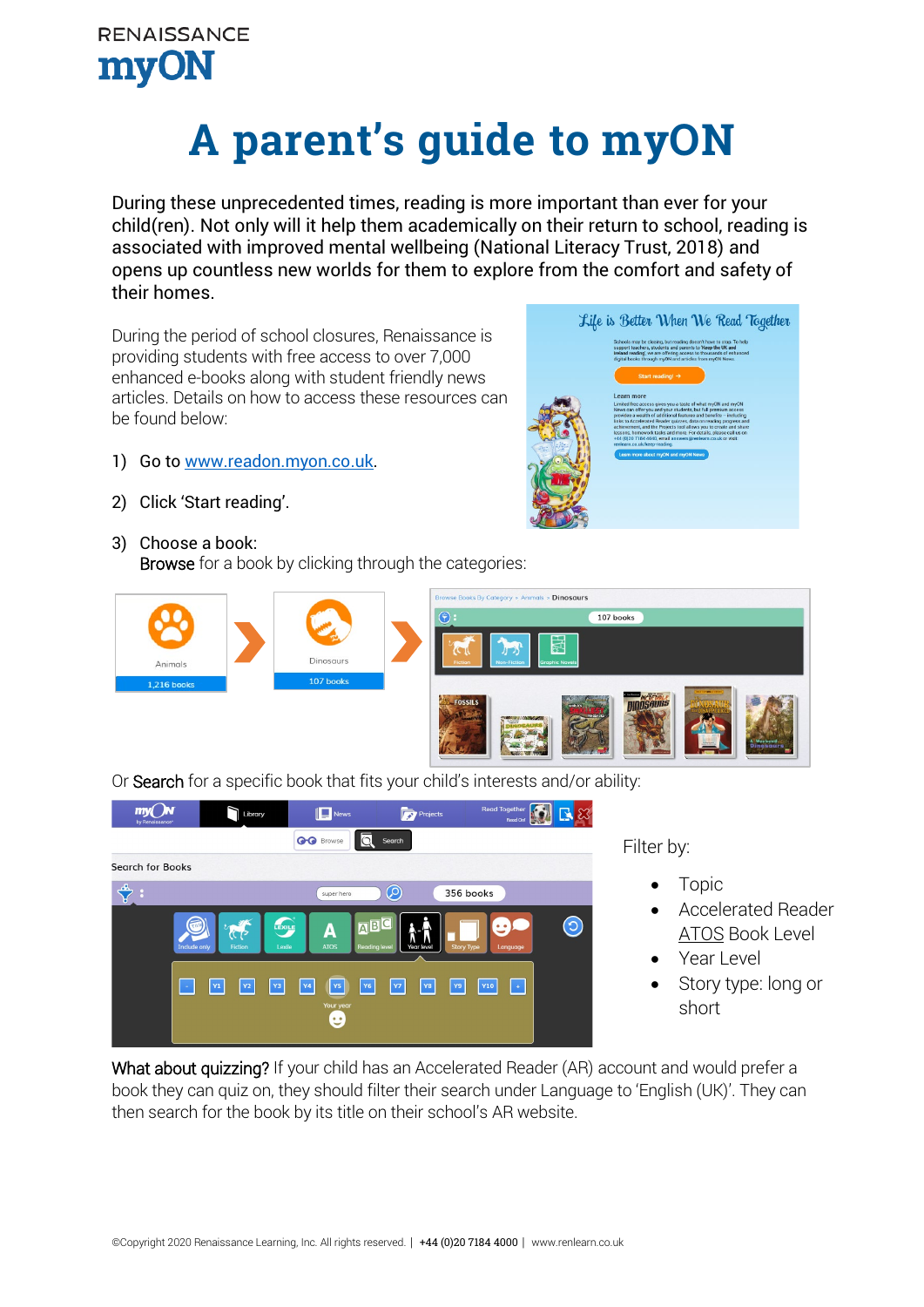RENAISSANCE
**myON**

# A parent's guide to myON

During these unprecedented times, reading is more important than ever for your child(ren). Not only will it help them academically on their return to school, reading is associated with improved mental wellbeing (National Literacy Trust, 2018) and opens up countless new worlds for them to explore from the comfort and safety of their homes.

During the period of school closures, Renaissance is providing students with free access to over 7,000 enhanced e-books along with student friendly news articles. Details on how to access these resources can be found below:

1) Go to [www.readon.myon.co.uk](http://www.readon.myon.co.uk).

2) Click 'Start reading'.

3) Choose a book:
   **Browse** for a book by clicking through the categories:

Or **Search** for a specific book that fits your child's interests and/or ability:

Filter by:

- Topic
- Accelerated Reader ATOS Book Level
- Year Level
- Story type: long or short

**What about quizzing?** If your child has an Accelerated Reader (AR) account and would prefer a book they can quiz on, they should filter their search under Language to 'English (UK)'. They can then search for the book by its title on their school's AR website.

©Copyright 2020 Renaissance Learning, Inc. All rights reserved. | +44 (0)20 7184 4000 | www.renlearn.co.uk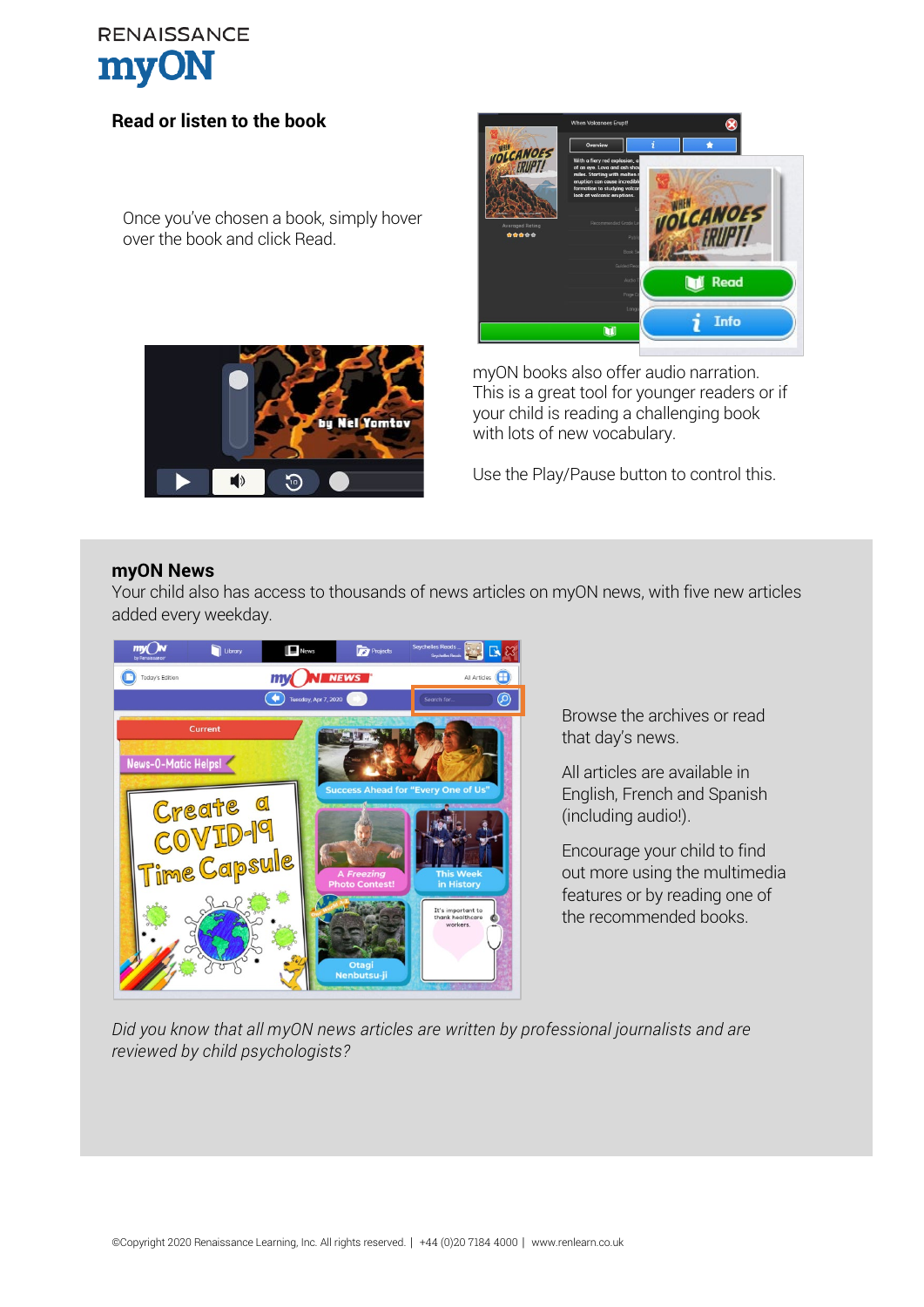RENAISSANCE
**myON**

## Read or listen to the book

Once you've chosen a book, simply hover over the book and click Read.

myON books also offer audio narration. This is a great tool for younger readers or if your child is reading a challenging book with lots of new vocabulary.

Use the Play/Pause button to control this.

## myON News

Your child also has access to thousands of news articles on myON news, with five new articles added every weekday.

Browse the archives or read that day's news.

All articles are available in English, French and Spanish (including audio!).

Encourage your child to find out more using the multimedia features or by reading one of the recommended books.

*Did you know that all myON news articles are written by professional journalists and are reviewed by child psychologists?*

©Copyright 2020 Renaissance Learning, Inc. All rights reserved. | +44 (0)20 7184 4000 | www.renlearn.co.uk